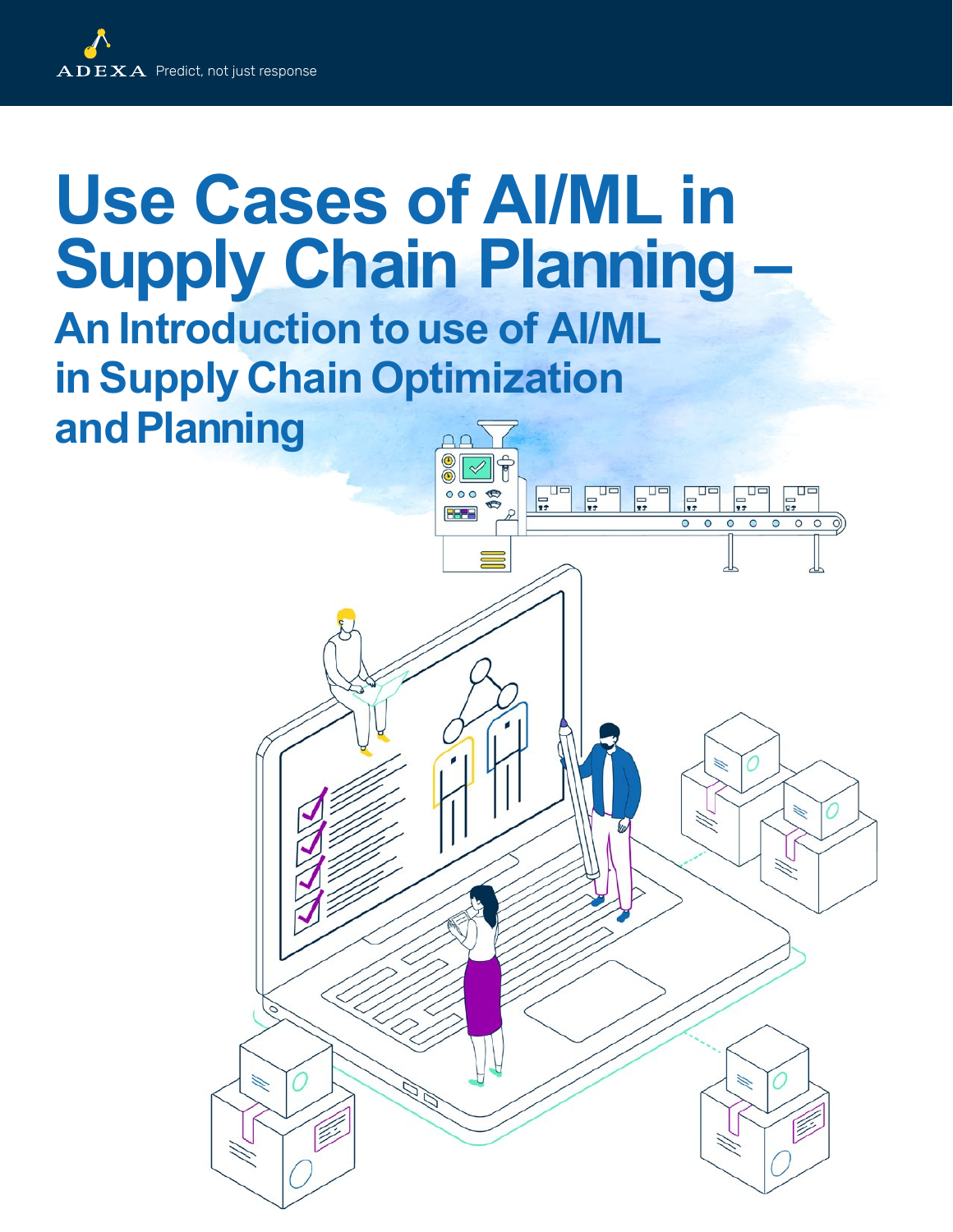ADEXA Predict, not just response

# Use Cases of AI/ML in Supply Chain Planning –

## An Introduction to use of AI/ML in Supply Chain Optimization and Planning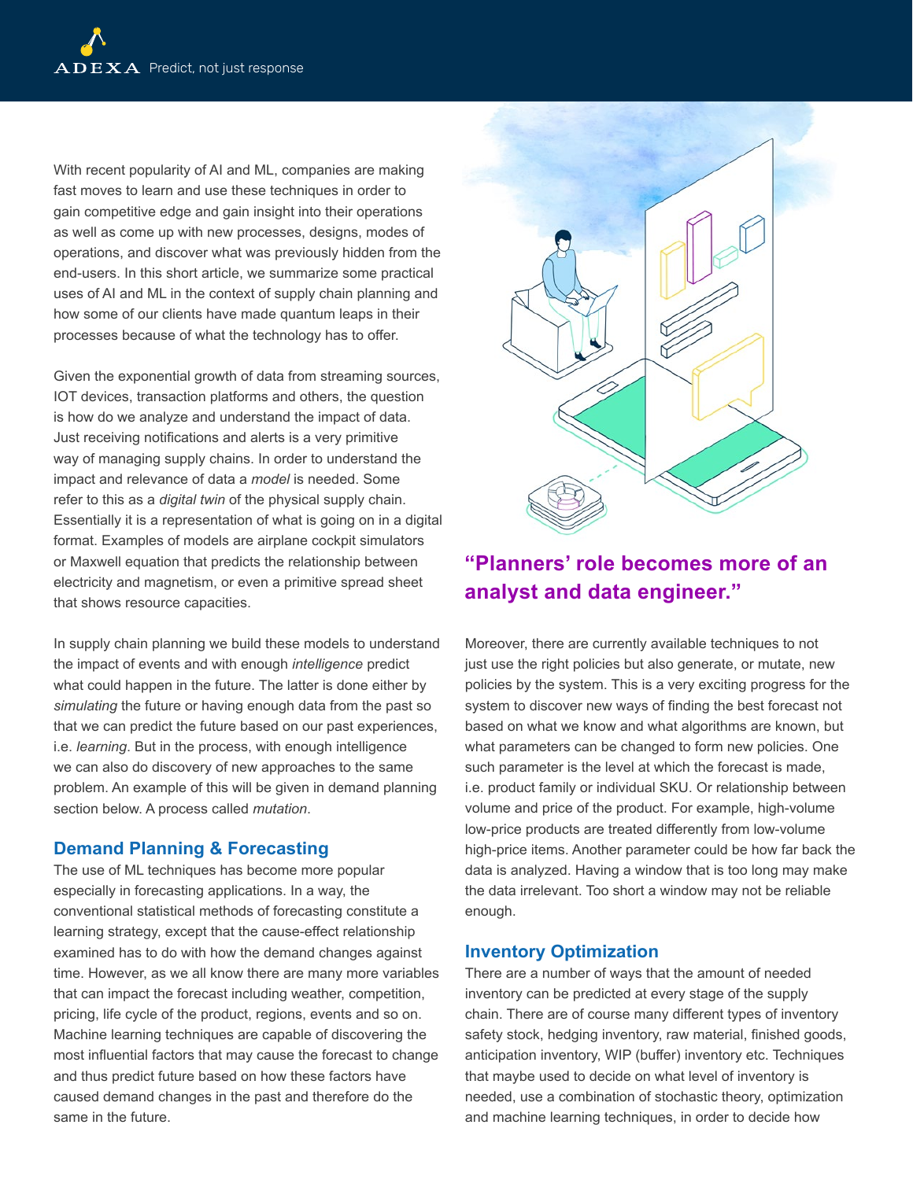With recent popularity of AI and ML, companies are making fast moves to learn and use these techniques in order to gain competitive edge and gain insight into their operations as well as come up with new processes, designs, modes of operations, and discover what was previously hidden from the end-users. In this short article, we summarize some practical uses of AI and ML in the context of supply chain planning and how some of our clients have made quantum leaps in their processes because of what the technology has to offer.

Given the exponential growth of data from streaming sources, IOT devices, transaction platforms and others, the question is how do we analyze and understand the impact of data. Just receiving notifications and alerts is a very primitive way of managing supply chains. In order to understand the impact and relevance of data a *model* is needed. Some refer to this as a *digital twin* of the physical supply chain. Essentially it is a representation of what is going on in a digital format. Examples of models are airplane cockpit simulators or Maxwell equation that predicts the relationship between electricity and magnetism, or even a primitive spread sheet that shows resource capacities.

In supply chain planning we build these models to understand the impact of events and with enough *intelligence* predict what could happen in the future. The latter is done either by *simulating* the future or having enough data from the past so that we can predict the future based on our past experiences, i.e. *learning*. But in the process, with enough intelligence we can also do discovery of new approaches to the same problem. An example of this will be given in demand planning section below. A process called *mutation*.

## Demand Planning & Forecasting

The use of ML techniques has become more popular especially in forecasting applications. In a way, the conventional statistical methods of forecasting constitute a learning strategy, except that the cause-effect relationship examined has to do with how the demand changes against time. However, as we all know there are many more variables that can impact the forecast including weather, competition, pricing, life cycle of the product, regions, events and so on. Machine learning techniques are capable of discovering the most influential factors that may cause the forecast to change and thus predict future based on how these factors have caused demand changes in the past and therefore do the same in the future.

**"Planners' role becomes more of an analyst and data engineer."**

Moreover, there are currently available techniques to not just use the right policies but also generate, or mutate, new policies by the system. This is a very exciting progress for the system to discover new ways of finding the best forecast not based on what we know and what algorithms are known, but what parameters can be changed to form new policies. One such parameter is the level at which the forecast is made, i.e. product family or individual SKU. Or relationship between volume and price of the product. For example, high-volume low-price products are treated differently from low-volume high-price items. Another parameter could be how far back the data is analyzed. Having a window that is too long may make the data irrelevant. Too short a window may not be reliable enough.

## Inventory Optimization

There are a number of ways that the amount of needed inventory can be predicted at every stage of the supply chain. There are of course many different types of inventory safety stock, hedging inventory, raw material, finished goods, anticipation inventory, WIP (buffer) inventory etc. Techniques that maybe used to decide on what level of inventory is needed, use a combination of stochastic theory, optimization and machine learning techniques, in order to decide how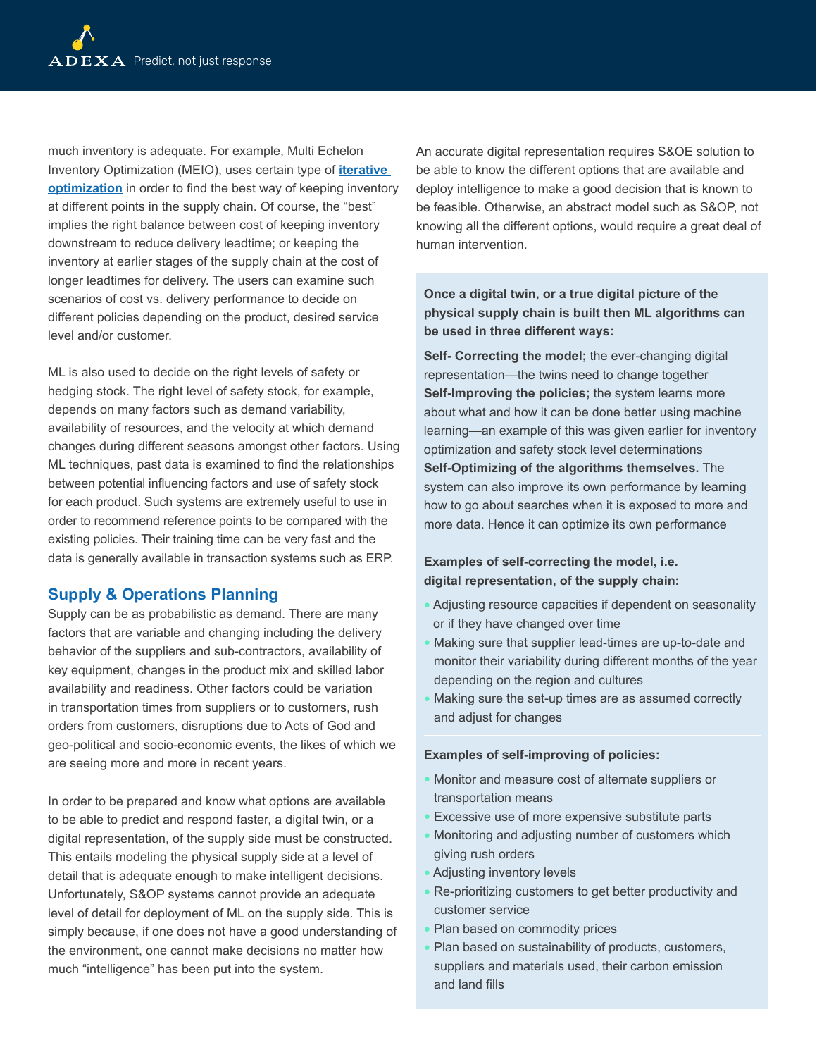much inventory is adequate. For example, Multi Echelon Inventory Optimization (MEIO), uses certain type of **iterative optimization** in order to find the best way of keeping inventory at different points in the supply chain. Of course, the "best" implies the right balance between cost of keeping inventory downstream to reduce delivery leadtime; or keeping the inventory at earlier stages of the supply chain at the cost of longer leadtimes for delivery. The users can examine such scenarios of cost vs. delivery performance to decide on different policies depending on the product, desired service level and/or customer.

ML is also used to decide on the right levels of safety or hedging stock. The right level of safety stock, for example, depends on many factors such as demand variability, availability of resources, and the velocity at which demand changes during different seasons amongst other factors. Using ML techniques, past data is examined to find the relationships between potential influencing factors and use of safety stock for each product. Such systems are extremely useful to use in order to recommend reference points to be compared with the existing policies. Their training time can be very fast and the data is generally available in transaction systems such as ERP.

## Supply & Operations Planning

Supply can be as probabilistic as demand. There are many factors that are variable and changing including the delivery behavior of the suppliers and sub-contractors, availability of key equipment, changes in the product mix and skilled labor availability and readiness. Other factors could be variation in transportation times from suppliers or to customers, rush orders from customers, disruptions due to Acts of God and geo-political and socio-economic events, the likes of which we are seeing more and more in recent years.

In order to be prepared and know what options are available to be able to predict and respond faster, a digital twin, or a digital representation, of the supply side must be constructed. This entails modeling the physical supply side at a level of detail that is adequate enough to make intelligent decisions. Unfortunately, S&OP systems cannot provide an adequate level of detail for deployment of ML on the supply side. This is simply because, if one does not have a good understanding of the environment, one cannot make decisions no matter how much "intelligence" has been put into the system.

An accurate digital representation requires S&OE solution to be able to know the different options that are available and deploy intelligence to make a good decision that is known to be feasible. Otherwise, an abstract model such as S&OP, not knowing all the different options, would require a great deal of human intervention.

**Once a digital twin, or a true digital picture of the physical supply chain is built then ML algorithms can be used in three different ways:**

**Self- Correcting the model;** the ever-changing digital representation—the twins need to change together

**Self-Improving the policies;** the system learns more about what and how it can be done better using machine learning—an example of this was given earlier for inventory optimization and safety stock level determinations

**Self-Optimizing of the algorithms themselves.** The system can also improve its own performance by learning how to go about searches when it is exposed to more and more data. Hence it can optimize its own performance

**Examples of self-correcting the model, i.e. digital representation, of the supply chain:**

- Adjusting resource capacities if dependent on seasonality or if they have changed over time
- Making sure that supplier lead-times are up-to-date and monitor their variability during different months of the year depending on the region and cultures
- Making sure the set-up times are as assumed correctly and adjust for changes

**Examples of self-improving of policies:**

- Monitor and measure cost of alternate suppliers or transportation means
- Excessive use of more expensive substitute parts
- Monitoring and adjusting number of customers which giving rush orders
- Adjusting inventory levels
- Re-prioritizing customers to get better productivity and customer service
- Plan based on commodity prices
- Plan based on sustainability of products, customers, suppliers and materials used, their carbon emission and land fills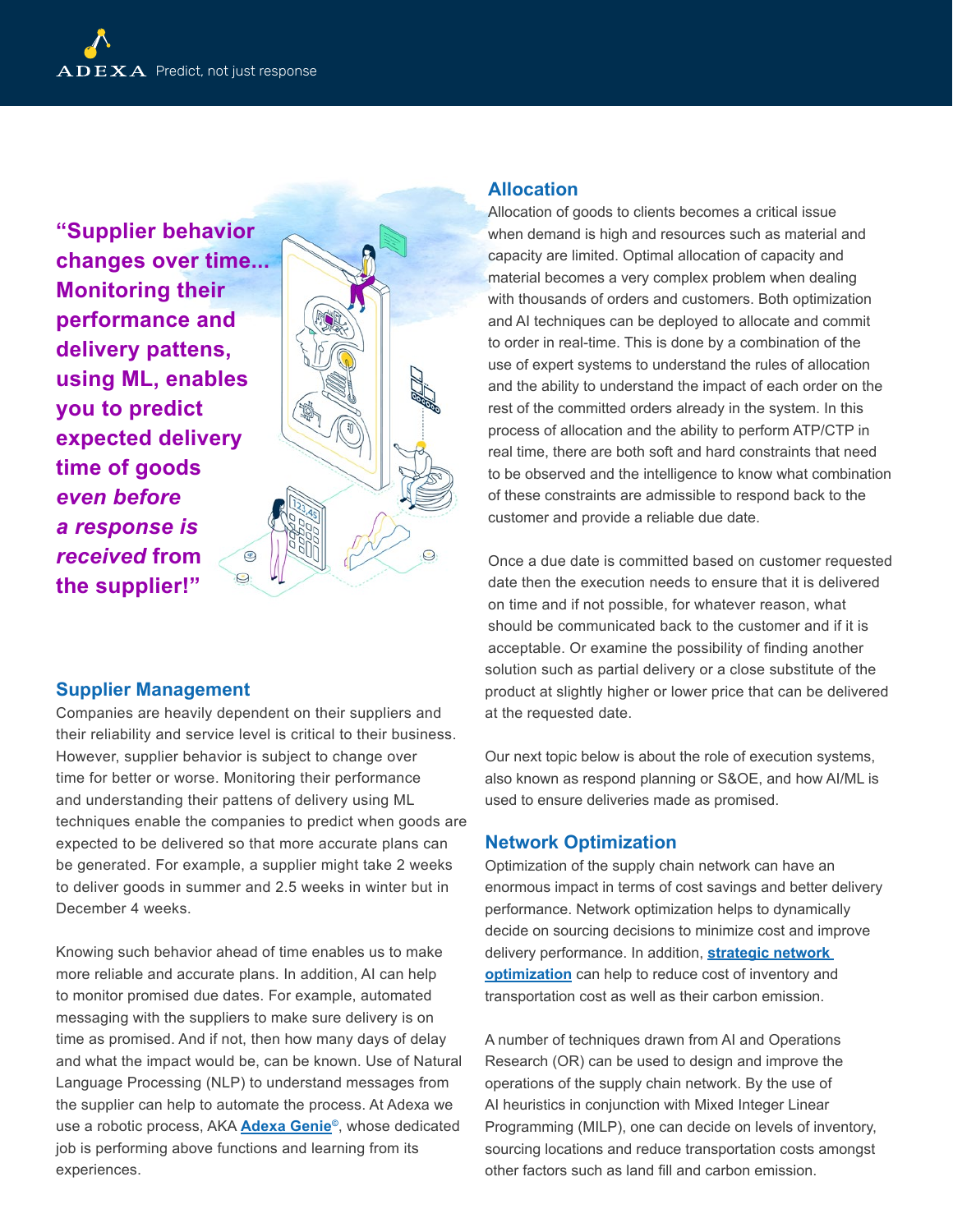**"Supplier behavior changes over time... Monitoring their performance and delivery pattens, using ML, enables you to predict expected delivery time of goods *even before a response is received* from the supplier!"**

## Supplier Management

Companies are heavily dependent on their suppliers and their reliability and service level is critical to their business. However, supplier behavior is subject to change over time for better or worse. Monitoring their performance and understanding their pattens of delivery using ML techniques enable the companies to predict when goods are expected to be delivered so that more accurate plans can be generated. For example, a supplier might take 2 weeks to deliver goods in summer and 2.5 weeks in winter but in December 4 weeks.

Knowing such behavior ahead of time enables us to make more reliable and accurate plans. In addition, AI can help to monitor promised due dates. For example, automated messaging with the suppliers to make sure delivery is on time as promised. And if not, then how many days of delay and what the impact would be, can be known. Use of Natural Language Processing (NLP) to understand messages from the supplier can help to automate the process. At Adexa we use a robotic process, AKA **Adexa Genie©**, whose dedicated job is performing above functions and learning from its experiences.

## Allocation

Allocation of goods to clients becomes a critical issue when demand is high and resources such as material and capacity are limited. Optimal allocation of capacity and material becomes a very complex problem when dealing with thousands of orders and customers. Both optimization and AI techniques can be deployed to allocate and commit to order in real-time. This is done by a combination of the use of expert systems to understand the rules of allocation and the ability to understand the impact of each order on the rest of the committed orders already in the system. In this process of allocation and the ability to perform ATP/CTP in real time, there are both soft and hard constraints that need to be observed and the intelligence to know what combination of these constraints are admissible to respond back to the customer and provide a reliable due date.

Once a due date is committed based on customer requested date then the execution needs to ensure that it is delivered on time and if not possible, for whatever reason, what should be communicated back to the customer and if it is acceptable. Or examine the possibility of finding another solution such as partial delivery or a close substitute of the product at slightly higher or lower price that can be delivered at the requested date.

Our next topic below is about the role of execution systems, also known as respond planning or S&OE, and how AI/ML is used to ensure deliveries made as promised.

## Network Optimization

Optimization of the supply chain network can have an enormous impact in terms of cost savings and better delivery performance. Network optimization helps to dynamically decide on sourcing decisions to minimize cost and improve delivery performance. In addition, **strategic network optimization** can help to reduce cost of inventory and transportation cost as well as their carbon emission.

A number of techniques drawn from AI and Operations Research (OR) can be used to design and improve the operations of the supply chain network. By the use of AI heuristics in conjunction with Mixed Integer Linear Programming (MILP), one can decide on levels of inventory, sourcing locations and reduce transportation costs amongst other factors such as land fill and carbon emission.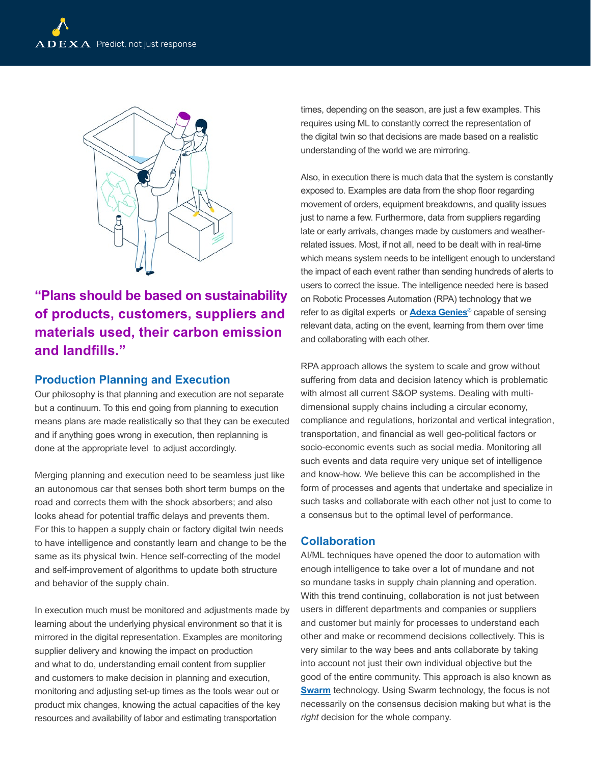**"Plans should be based on sustainability of products, customers, suppliers and materials used, their carbon emission and landfills."**

## Production Planning and Execution

Our philosophy is that planning and execution are not separate but a continuum. To this end going from planning to execution means plans are made realistically so that they can be executed and if anything goes wrong in execution, then replanning is done at the appropriate level to adjust accordingly.

Merging planning and execution need to be seamless just like an autonomous car that senses both short term bumps on the road and corrects them with the shock absorbers; and also looks ahead for potential traffic delays and prevents them. For this to happen a supply chain or factory digital twin needs to have intelligence and constantly learn and change to be the same as its physical twin. Hence self-correcting of the model and self-improvement of algorithms to update both structure and behavior of the supply chain.

In execution much must be monitored and adjustments made by learning about the underlying physical environment so that it is mirrored in the digital representation. Examples are monitoring supplier delivery and knowing the impact on production and what to do, understanding email content from supplier and customers to make decision in planning and execution, monitoring and adjusting set-up times as the tools wear out or product mix changes, knowing the actual capacities of the key resources and availability of labor and estimating transportation times, depending on the season, are just a few examples. This requires using ML to constantly correct the representation of the digital twin so that decisions are made based on a realistic understanding of the world we are mirroring.

Also, in execution there is much data that the system is constantly exposed to. Examples are data from the shop floor regarding movement of orders, equipment breakdowns, and quality issues just to name a few. Furthermore, data from suppliers regarding late or early arrivals, changes made by customers and weather-related issues. Most, if not all, need to be dealt with in real-time which means system needs to be intelligent enough to understand the impact of each event rather than sending hundreds of alerts to users to correct the issue. The intelligence needed here is based on Robotic Processes Automation (RPA) technology that we refer to as digital experts or **Adexa Genies**© capable of sensing relevant data, acting on the event, learning from them over time and collaborating with each other.

RPA approach allows the system to scale and grow without suffering from data and decision latency which is problematic with almost all current S&OP systems. Dealing with multi-dimensional supply chains including a circular economy, compliance and regulations, horizontal and vertical integration, transportation, and financial as well geo-political factors or socio-economic events such as social media. Monitoring all such events and data require very unique set of intelligence and know-how. We believe this can be accomplished in the form of processes and agents that undertake and specialize in such tasks and collaborate with each other not just to come to a consensus but to the optimal level of performance.

## Collaboration

AI/ML techniques have opened the door to automation with enough intelligence to take over a lot of mundane and not so mundane tasks in supply chain planning and operation. With this trend continuing, collaboration is not just between users in different departments and companies or suppliers and customer but mainly for processes to understand each other and make or recommend decisions collectively. This is very similar to the way bees and ants collaborate by taking into account not just their own individual objective but the good of the entire community. This approach is also known as **Swarm** technology. Using Swarm technology, the focus is not necessarily on the consensus decision making but what is the *right* decision for the whole company.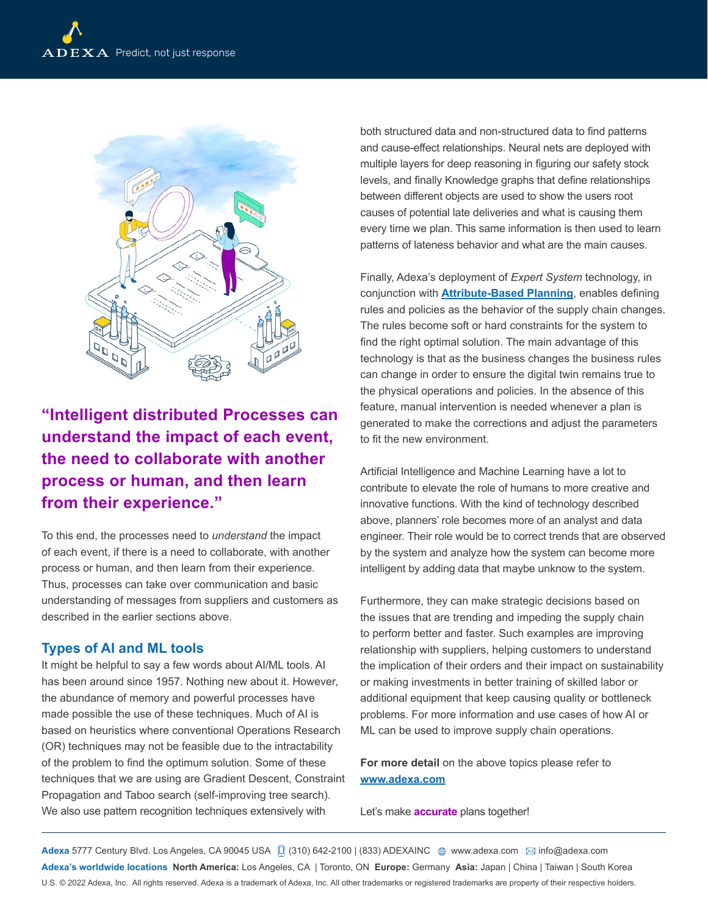**“Intelligent distributed Processes can understand the impact of each event, the need to collaborate with another process or human, and then learn from their experience.”**

To this end, the processes need to *understand* the impact of each event, if there is a need to collaborate, with another process or human, and then learn from their experience. Thus, processes can take over communication and basic understanding of messages from suppliers and customers as described in the earlier sections above.

## Types of AI and ML tools

It might be helpful to say a few words about AI/ML tools. AI has been around since 1957. Nothing new about it. However, the abundance of memory and powerful processes have made possible the use of these techniques. Much of AI is based on heuristics where conventional Operations Research (OR) techniques may not be feasible due to the intractability of the problem to find the optimum solution. Some of these techniques that we are using are Gradient Descent, Constraint Propagation and Taboo search (self-improving tree search). We also use pattern recognition techniques extensively with both structured data and non-structured data to find patterns and cause-effect relationships. Neural nets are deployed with multiple layers for deep reasoning in figuring our safety stock levels, and finally Knowledge graphs that define relationships between different objects are used to show the users root causes of potential late deliveries and what is causing them every time we plan. This same information is then used to learn patterns of lateness behavior and what are the main causes.

Finally, Adexa’s deployment of *Expert System* technology, in conjunction with **Attribute-Based Planning**, enables defining rules and policies as the behavior of the supply chain changes. The rules become soft or hard constraints for the system to find the right optimal solution. The main advantage of this technology is that as the business changes the business rules can change in order to ensure the digital twin remains true to the physical operations and policies. In the absence of this feature, manual intervention is needed whenever a plan is generated to make the corrections and adjust the parameters to fit the new environment.

Artificial Intelligence and Machine Learning have a lot to contribute to elevate the role of humans to more creative and innovative functions. With the kind of technology described above, planners’ role becomes more of an analyst and data engineer. Their role would be to correct trends that are observed by the system and analyze how the system can become more intelligent by adding data that maybe unknow to the system.

Furthermore, they can make strategic decisions based on the issues that are trending and impeding the supply chain to perform better and faster. Such examples are improving relationship with suppliers, helping customers to understand the implication of their orders and their impact on sustainability or making investments in better training of skilled labor or additional equipment that keep causing quality or bottleneck problems. For more information and use cases of how AI or ML can be used to improve supply chain operations.

**For more detail** on the above topics please refer to **www.adexa.com**

Let’s make **accurate** plans together!

---

**Adexa** 5777 Century Blvd. Los Angeles, CA 90045 USA | (310) 642-2100 | (833) ADEXAINC | www.adexa.com | info@adexa.com

**Adexa’s worldwide locations** **North America:** Los Angeles, CA | Toronto, ON **Europe:** Germany **Asia:** Japan | China | Taiwan | South Korea

U.S. © 2022 Adexa, Inc. All rights reserved. Adexa is a trademark of Adexa, Inc. All other trademarks or registered trademarks are property of their respective holders.